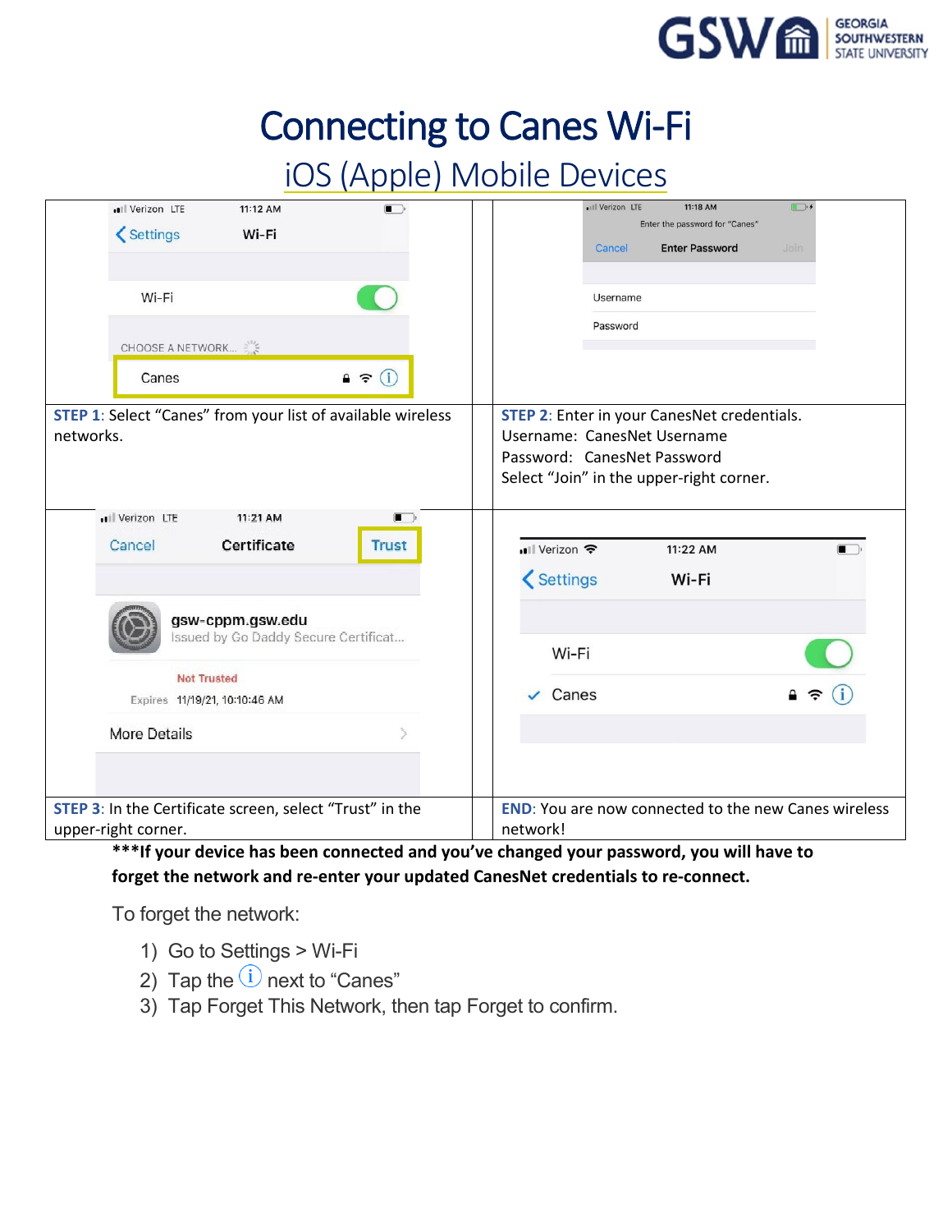# Connecting to Canes Wi-Fi

## iOS (Apple) Mobile Devices

**STEP 1**: Select "Canes" from your list of available wireless networks.

**STEP 2**: Enter in your CanesNet credentials.
Username: CanesNet Username
Password: CanesNet Password
Select "Join" in the upper-right corner.

**STEP 3**: In the Certificate screen, select "Trust" in the upper-right corner.

**END**: You are now connected to the new Canes wireless network!

**\*\*\*If your device has been connected and you've changed your password, you will have to forget the network and re-enter your updated CanesNet credentials to re-connect.**

To forget the network:

1) Go to Settings > Wi-Fi
2) Tap the ⓘ next to "Canes"
3) Tap Forget This Network, then tap Forget to confirm.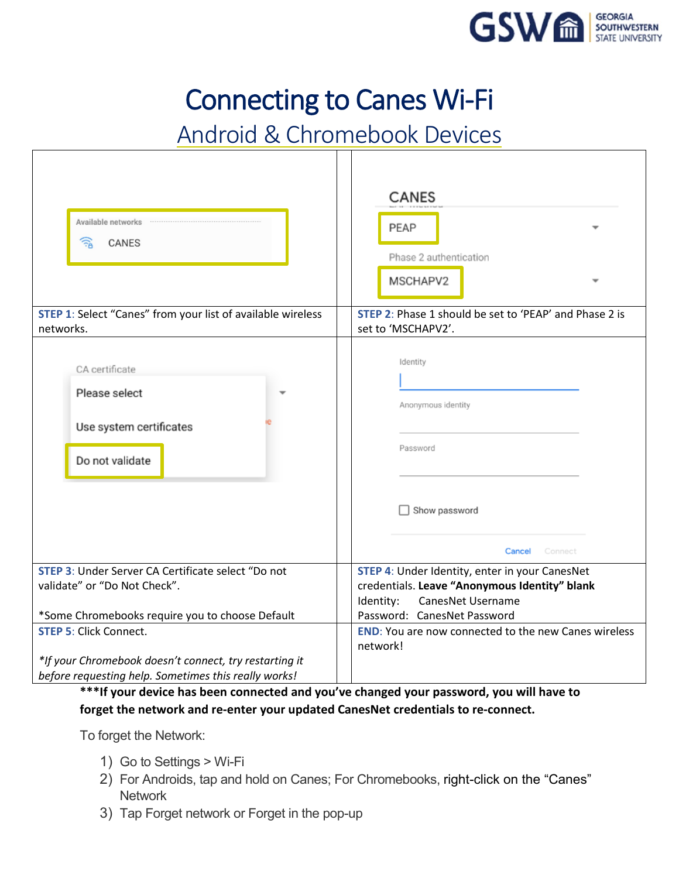# Connecting to Canes Wi-Fi

## Android & Chromebook Devices

| | |
|---|---|
| **STEP 1**: Select "Canes" from your list of available wireless networks. | **STEP 2**: Phase 1 should be set to 'PEAP' and Phase 2 is set to 'MSCHAPV2'. |
| **STEP 3**: Under Server CA Certificate select "Do not validate" or "Do Not Check".<br><br>*Some Chromebooks require you to choose Default | **STEP 4**: Under Identity, enter in your CanesNet credentials. **Leave "Anonymous Identity" blank**<br>Identity: CanesNet Username<br>Password: CanesNet Password |
| **STEP 5**: Click Connect.<br><br>*If your Chromebook doesn't connect, try restarting it before requesting help. Sometimes this really works!* | **END**: You are now connected to the new Canes wireless network! |

**\*\*\*If your device has been connected and you've changed your password, you will have to forget the network and re-enter your updated CanesNet credentials to re-connect.**

To forget the Network:

1) Go to Settings > Wi-Fi
2) For Androids, tap and hold on Canes; For Chromebooks, right-click on the "Canes" Network
3) Tap Forget network or Forget in the pop-up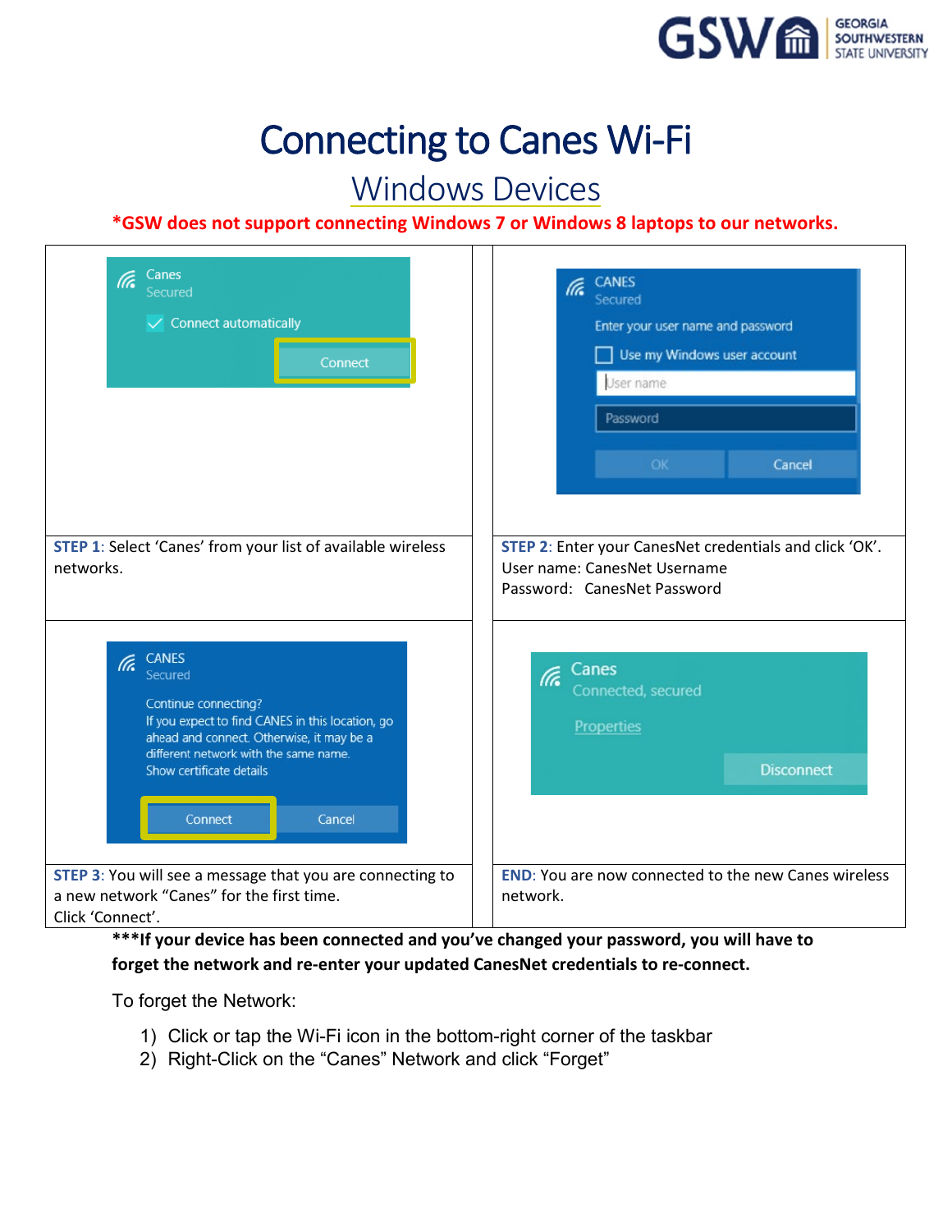# Connecting to Canes Wi-Fi

## Windows Devices

**\*GSW does not support connecting Windows 7 or Windows 8 laptops to our networks.**

**STEP 1**: Select 'Canes' from your list of available wireless networks.

**STEP 2**: Enter your CanesNet credentials and click 'OK'.
User name: CanesNet Username
Password: CanesNet Password

**STEP 3**: You will see a message that you are connecting to a new network "Canes" for the first time.
Click 'Connect'.

**END**: You are now connected to the new Canes wireless network.

**\*\*\*If your device has been connected and you've changed your password, you will have to forget the network and re-enter your updated CanesNet credentials to re-connect.**

To forget the Network:

1) Click or tap the Wi-Fi icon in the bottom-right corner of the taskbar
2) Right-Click on the "Canes" Network and click "Forget"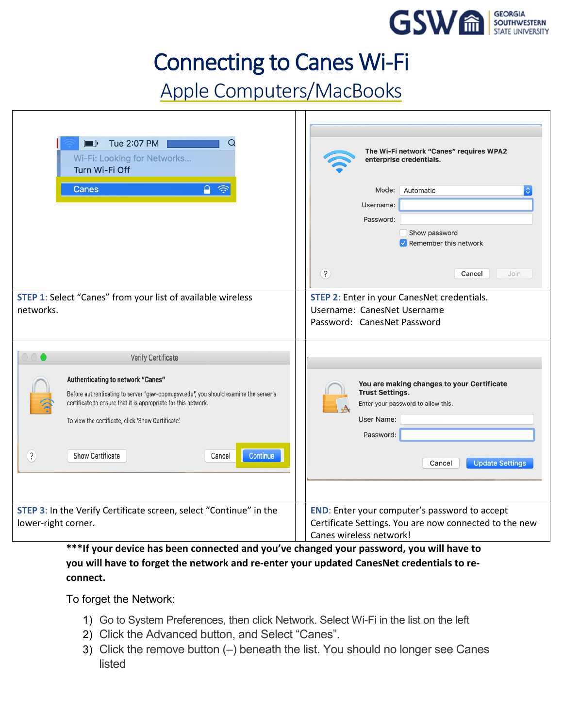# Connecting to Canes Wi-Fi

## Apple Computers/MacBooks

| | |
|---|---|
| **STEP 1**: Select "Canes" from your list of available wireless networks. | **STEP 2**: Enter in your CanesNet credentials.<br>Username: CanesNet Username<br>Password: CanesNet Password |
| **STEP 3**: In the Verify Certificate screen, select "Continue" in the lower-right corner. | **END**: Enter your computer's password to accept Certificate Settings. You are now connected to the new Canes wireless network! |

**\*\*\*If your device has been connected and you've changed your password, you will have to you will have to forget the network and re-enter your updated CanesNet credentials to re-connect.**

To forget the Network:

1) Go to System Preferences, then click Network. Select Wi-Fi in the list on the left
2) Click the Advanced button, and Select "Canes".
3) Click the remove button (–) beneath the list. You should no longer see Canes listed